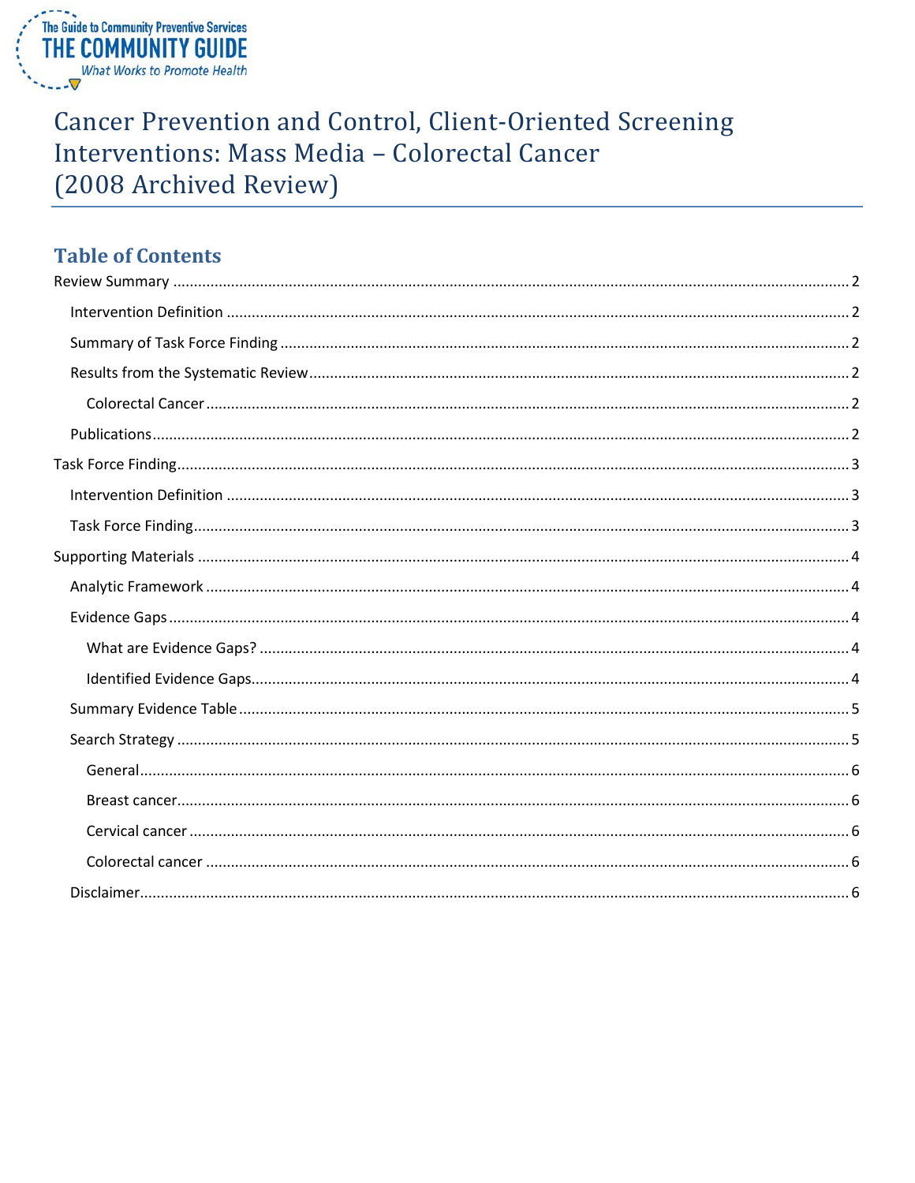# Cancer Prevention and Control, Client-Oriented Screening Interventions: Mass Media – Colorectal Cancer (2008 Archived Review)

## Table of Contents

- Review Summary ..... 2
  - Intervention Definition ..... 2
  - Summary of Task Force Finding ..... 2
  - Results from the Systematic Review ..... 2
    - Colorectal Cancer ..... 2
  - Publications ..... 2
- Task Force Finding ..... 3
  - Intervention Definition ..... 3
  - Task Force Finding ..... 3
- Supporting Materials ..... 4
  - Analytic Framework ..... 4
  - Evidence Gaps ..... 4
    - What are Evidence Gaps? ..... 4
    - Identified Evidence Gaps ..... 4
  - Summary Evidence Table ..... 5
  - Search Strategy ..... 5
    - General ..... 6
    - Breast cancer ..... 6
    - Cervical cancer ..... 6
    - Colorectal cancer ..... 6
  - Disclaimer ..... 6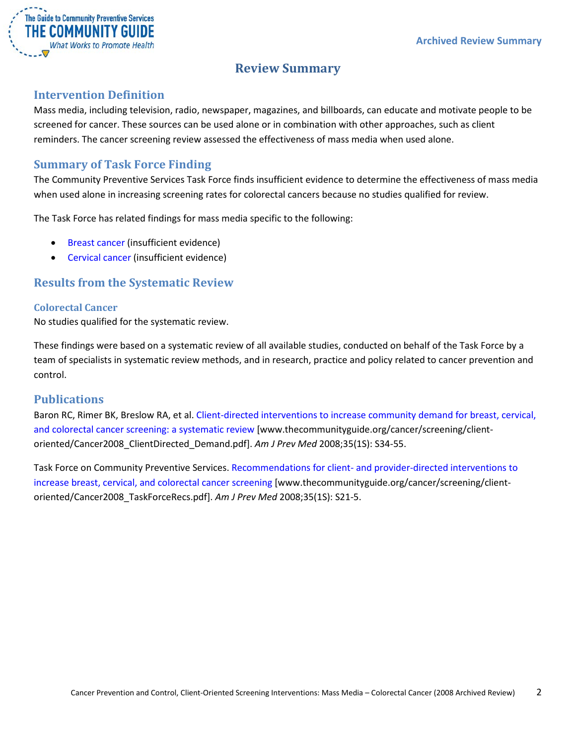# Review Summary

## Intervention Definition

Mass media, including television, radio, newspaper, magazines, and billboards, can educate and motivate people to be screened for cancer. These sources can be used alone or in combination with other approaches, such as client reminders. The cancer screening review assessed the effectiveness of mass media when used alone.

## Summary of Task Force Finding

The Community Preventive Services Task Force finds insufficient evidence to determine the effectiveness of mass media when used alone in increasing screening rates for colorectal cancers because no studies qualified for review.

The Task Force has related findings for mass media specific to the following:

- Breast cancer (insufficient evidence)
- Cervical cancer (insufficient evidence)

## Results from the Systematic Review

### Colorectal Cancer

No studies qualified for the systematic review.

These findings were based on a systematic review of all available studies, conducted on behalf of the Task Force by a team of specialists in systematic review methods, and in research, practice and policy related to cancer prevention and control.

## Publications

Baron RC, Rimer BK, Breslow RA, et al. Client-directed interventions to increase community demand for breast, cervical, and colorectal cancer screening: a systematic review [www.thecommunityguide.org/cancer/screening/client-oriented/Cancer2008_ClientDirected_Demand.pdf]. *Am J Prev Med* 2008;35(1S): S34-55.

Task Force on Community Preventive Services. Recommendations for client- and provider-directed interventions to increase breast, cervical, and colorectal cancer screening [www.thecommunityguide.org/cancer/screening/client-oriented/Cancer2008_TaskForceRecs.pdf]. *Am J Prev Med* 2008;35(1S): S21-5.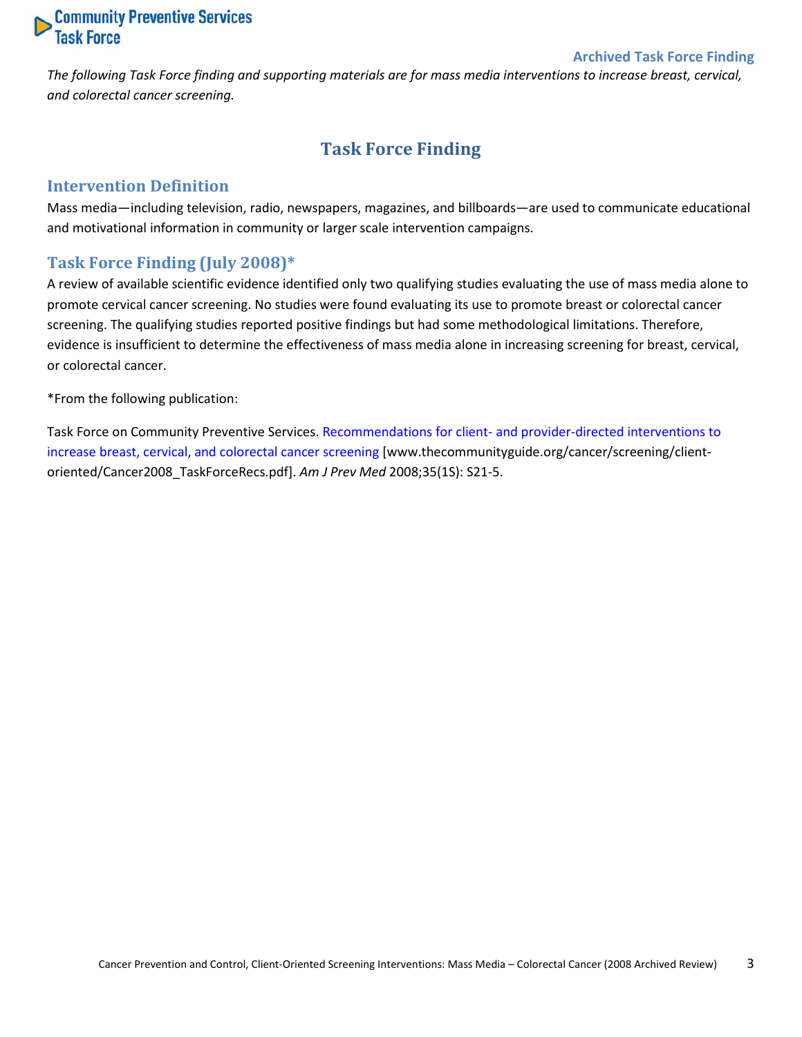*The following Task Force finding and supporting materials are for mass media interventions to increase breast, cervical, and colorectal cancer screening.*

# Task Force Finding

## Intervention Definition

Mass media—including television, radio, newspapers, magazines, and billboards—are used to communicate educational and motivational information in community or larger scale intervention campaigns.

## Task Force Finding (July 2008)*

A review of available scientific evidence identified only two qualifying studies evaluating the use of mass media alone to promote cervical cancer screening. No studies were found evaluating its use to promote breast or colorectal cancer screening. The qualifying studies reported positive findings but had some methodological limitations. Therefore, evidence is insufficient to determine the effectiveness of mass media alone in increasing screening for breast, cervical, or colorectal cancer.

*From the following publication:

Task Force on Community Preventive Services. Recommendations for client- and provider-directed interventions to increase breast, cervical, and colorectal cancer screening [www.thecommunityguide.org/cancer/screening/client-oriented/Cancer2008_TaskForceRecs.pdf]. *Am J Prev Med* 2008;35(1S): S21-5.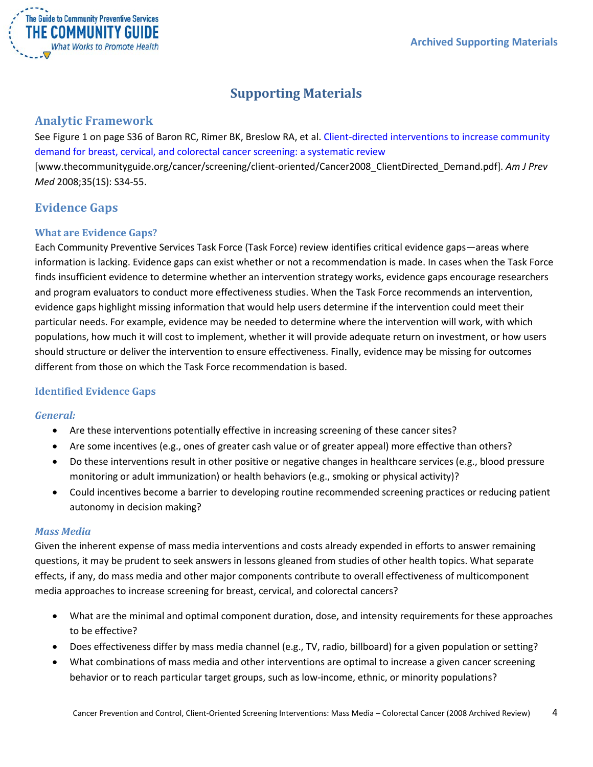# Supporting Materials

## Analytic Framework

See Figure 1 on page S36 of Baron RC, Rimer BK, Breslow RA, et al. Client-directed interventions to increase community demand for breast, cervical, and colorectal cancer screening: a systematic review [www.thecommunityguide.org/cancer/screening/client-oriented/Cancer2008_ClientDirected_Demand.pdf]. *Am J Prev Med* 2008;35(1S): S34-55.

## Evidence Gaps

### What are Evidence Gaps?

Each Community Preventive Services Task Force (Task Force) review identifies critical evidence gaps—areas where information is lacking. Evidence gaps can exist whether or not a recommendation is made. In cases when the Task Force finds insufficient evidence to determine whether an intervention strategy works, evidence gaps encourage researchers and program evaluators to conduct more effectiveness studies. When the Task Force recommends an intervention, evidence gaps highlight missing information that would help users determine if the intervention could meet their particular needs. For example, evidence may be needed to determine where the intervention will work, with which populations, how much it will cost to implement, whether it will provide adequate return on investment, or how users should structure or deliver the intervention to ensure effectiveness. Finally, evidence may be missing for outcomes different from those on which the Task Force recommendation is based.

### Identified Evidence Gaps

#### *General:*

- Are these interventions potentially effective in increasing screening of these cancer sites?
- Are some incentives (e.g., ones of greater cash value or of greater appeal) more effective than others?
- Do these interventions result in other positive or negative changes in healthcare services (e.g., blood pressure monitoring or adult immunization) or health behaviors (e.g., smoking or physical activity)?
- Could incentives become a barrier to developing routine recommended screening practices or reducing patient autonomy in decision making?

#### *Mass Media*

Given the inherent expense of mass media interventions and costs already expended in efforts to answer remaining questions, it may be prudent to seek answers in lessons gleaned from studies of other health topics. What separate effects, if any, do mass media and other major components contribute to overall effectiveness of multicomponent media approaches to increase screening for breast, cervical, and colorectal cancers?

- What are the minimal and optimal component duration, dose, and intensity requirements for these approaches to be effective?
- Does effectiveness differ by mass media channel (e.g., TV, radio, billboard) for a given population or setting?
- What combinations of mass media and other interventions are optimal to increase a given cancer screening behavior or to reach particular target groups, such as low-income, ethnic, or minority populations?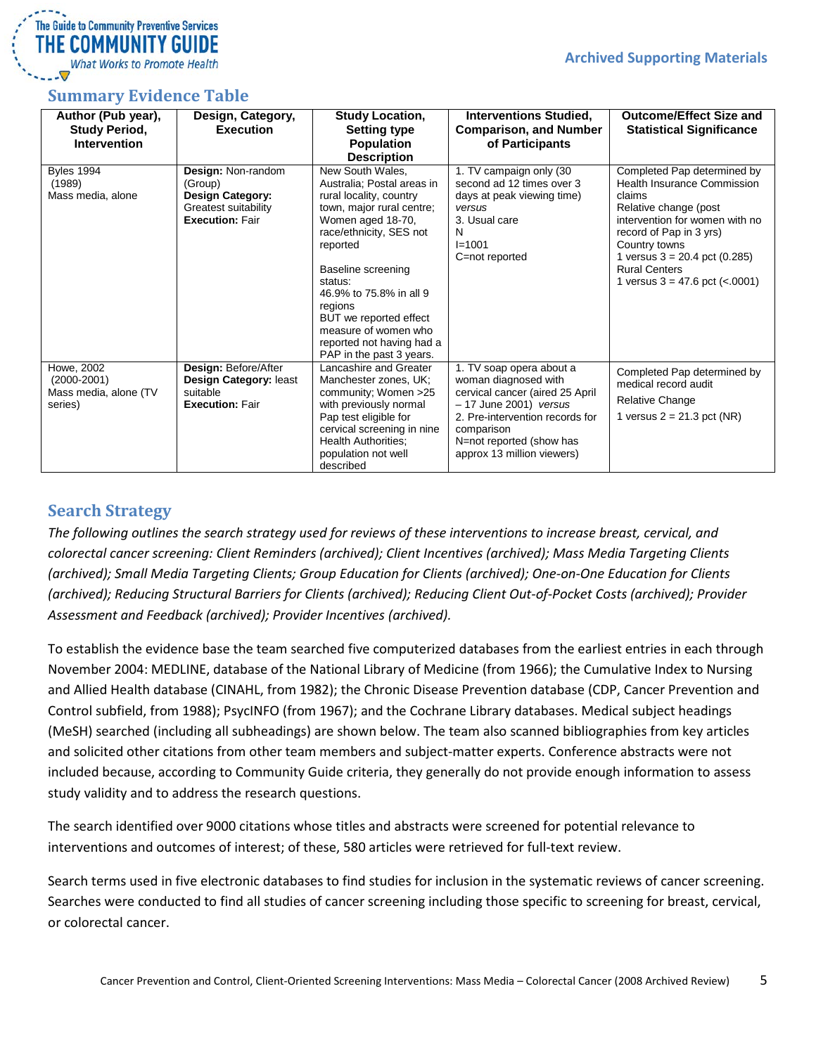## Summary Evidence Table

| Author (Pub year), Study Period, Intervention | Design, Category, Execution | Study Location, Setting type Population Description | Interventions Studied, Comparison, and Number of Participants | Outcome/Effect Size and Statistical Significance |
|---|---|---|---|---|
| Byles 1994 (1989) Mass media, alone | **Design:** Non-random (Group) **Design Category:** Greatest suitability **Execution:** Fair | New South Wales, Australia; Postal areas in rural locality, country town, major rural centre; Women aged 18-70, race/ethnicity, SES not reported<br><br>Baseline screening status: 46.9% to 75.8% in all 9 regions BUT we reported effect measure of women who reported not having had a PAP in the past 3 years. | 1. TV campaign only (30 second ad 12 times over 3 days at peak viewing time) *versus* 3. Usual care N I=1001 C=not reported | Completed Pap determined by Health Insurance Commission claims Relative change (post intervention for women with no record of Pap in 3 yrs) Country towns 1 versus 3 = 20.4 pct (0.285) Rural Centers 1 versus 3 = 47.6 pct (<.0001) |
| Howe, 2002 (2000-2001) Mass media, alone (TV series) | **Design:** Before/After **Design Category:** least suitable **Execution:** Fair | Lancashire and Greater Manchester zones, UK; community; Women >25 with previously normal Pap test eligible for cervical screening in nine Health Authorities; population not well described | 1. TV soap opera about a woman diagnosed with cervical cancer (aired 25 April – 17 June 2001) *versus* 2. Pre-intervention records for comparison N=not reported (show has approx 13 million viewers) | Completed Pap determined by medical record audit<br>Relative Change<br>1 versus 2 = 21.3 pct (NR) |

## Search Strategy

*The following outlines the search strategy used for reviews of these interventions to increase breast, cervical, and colorectal cancer screening: Client Reminders (archived); Client Incentives (archived); Mass Media Targeting Clients (archived); Small Media Targeting Clients; Group Education for Clients (archived); One-on-One Education for Clients (archived); Reducing Structural Barriers for Clients (archived); Reducing Client Out-of-Pocket Costs (archived); Provider Assessment and Feedback (archived); Provider Incentives (archived).*

To establish the evidence base the team searched five computerized databases from the earliest entries in each through November 2004: MEDLINE, database of the National Library of Medicine (from 1966); the Cumulative Index to Nursing and Allied Health database (CINAHL, from 1982); the Chronic Disease Prevention database (CDP, Cancer Prevention and Control subfield, from 1988); PsycINFO (from 1967); and the Cochrane Library databases. Medical subject headings (MeSH) searched (including all subheadings) are shown below. The team also scanned bibliographies from key articles and solicited other citations from other team members and subject-matter experts. Conference abstracts were not included because, according to Community Guide criteria, they generally do not provide enough information to assess study validity and to address the research questions.

The search identified over 9000 citations whose titles and abstracts were screened for potential relevance to interventions and outcomes of interest; of these, 580 articles were retrieved for full-text review.

Search terms used in five electronic databases to find studies for inclusion in the systematic reviews of cancer screening. Searches were conducted to find all studies of cancer screening including those specific to screening for breast, cervical, or colorectal cancer.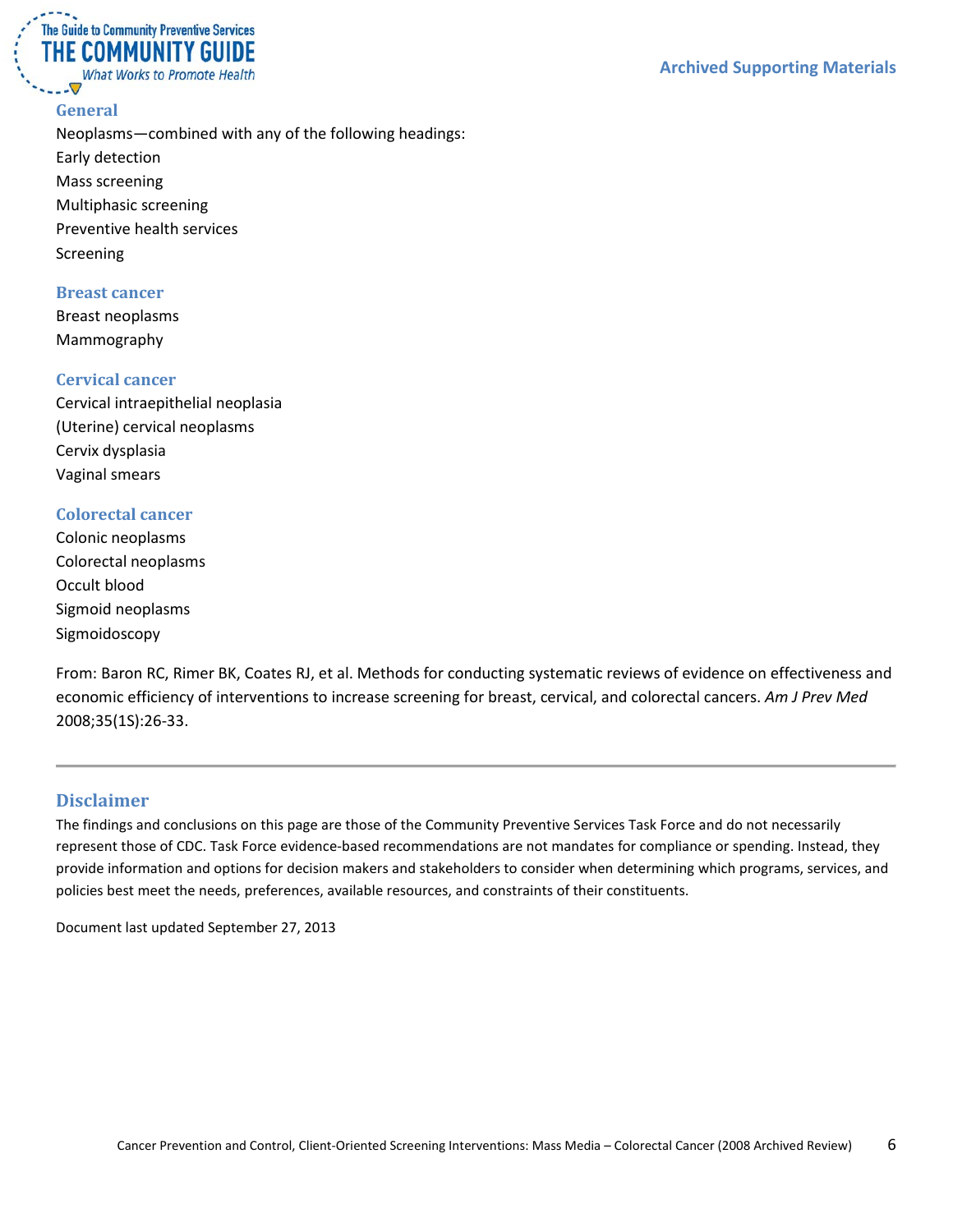### General

Neoplasms—combined with any of the following headings:

Early detection

Mass screening

Multiphasic screening

Preventive health services

Screening

### Breast cancer

Breast neoplasms

Mammography

### Cervical cancer

Cervical intraepithelial neoplasia

(Uterine) cervical neoplasms

Cervix dysplasia

Vaginal smears

### Colorectal cancer

Colonic neoplasms

Colorectal neoplasms

Occult blood

Sigmoid neoplasms

Sigmoidoscopy

From: Baron RC, Rimer BK, Coates RJ, et al. Methods for conducting systematic reviews of evidence on effectiveness and economic efficiency of interventions to increase screening for breast, cervical, and colorectal cancers. *Am J Prev Med* 2008;35(1S):26-33.

---

## Disclaimer

The findings and conclusions on this page are those of the Community Preventive Services Task Force and do not necessarily represent those of CDC. Task Force evidence-based recommendations are not mandates for compliance or spending. Instead, they provide information and options for decision makers and stakeholders to consider when determining which programs, services, and policies best meet the needs, preferences, available resources, and constraints of their constituents.

Document last updated September 27, 2013